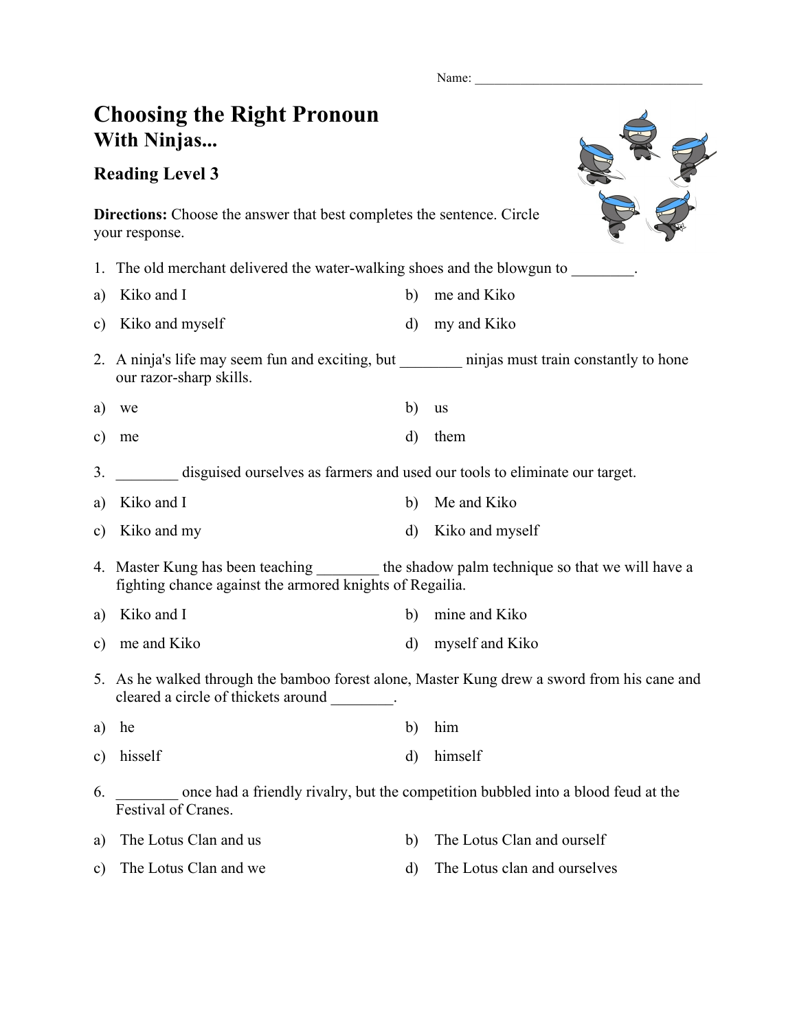Name: ___________________________________

# Choosing the Right Pronoun
## With Ninjas...

### Reading Level 3

**Directions:** Choose the answer that best completes the sentence. Circle your response.

1. The old merchant delivered the water-walking shoes and the blowgun to ________.

a) Kiko and I
b) me and Kiko
c) Kiko and myself
d) my and Kiko

2. A ninja's life may seem fun and exciting, but ________ ninjas must train constantly to hone our razor-sharp skills.

a) we
b) us
c) me
d) them

3. ________ disguised ourselves as farmers and used our tools to eliminate our target.

a) Kiko and I
b) Me and Kiko
c) Kiko and my
d) Kiko and myself

4. Master Kung has been teaching ________ the shadow palm technique so that we will have a fighting chance against the armored knights of Regailia.

a) Kiko and I
b) mine and Kiko
c) me and Kiko
d) myself and Kiko

5. As he walked through the bamboo forest alone, Master Kung drew a sword from his cane and cleared a circle of thickets around ________.

a) he
b) him
c) hisself
d) himself

6. ________ once had a friendly rivalry, but the competition bubbled into a blood feud at the Festival of Cranes.

a) The Lotus Clan and us
b) The Lotus Clan and ourself
c) The Lotus Clan and we
d) The Lotus clan and ourselves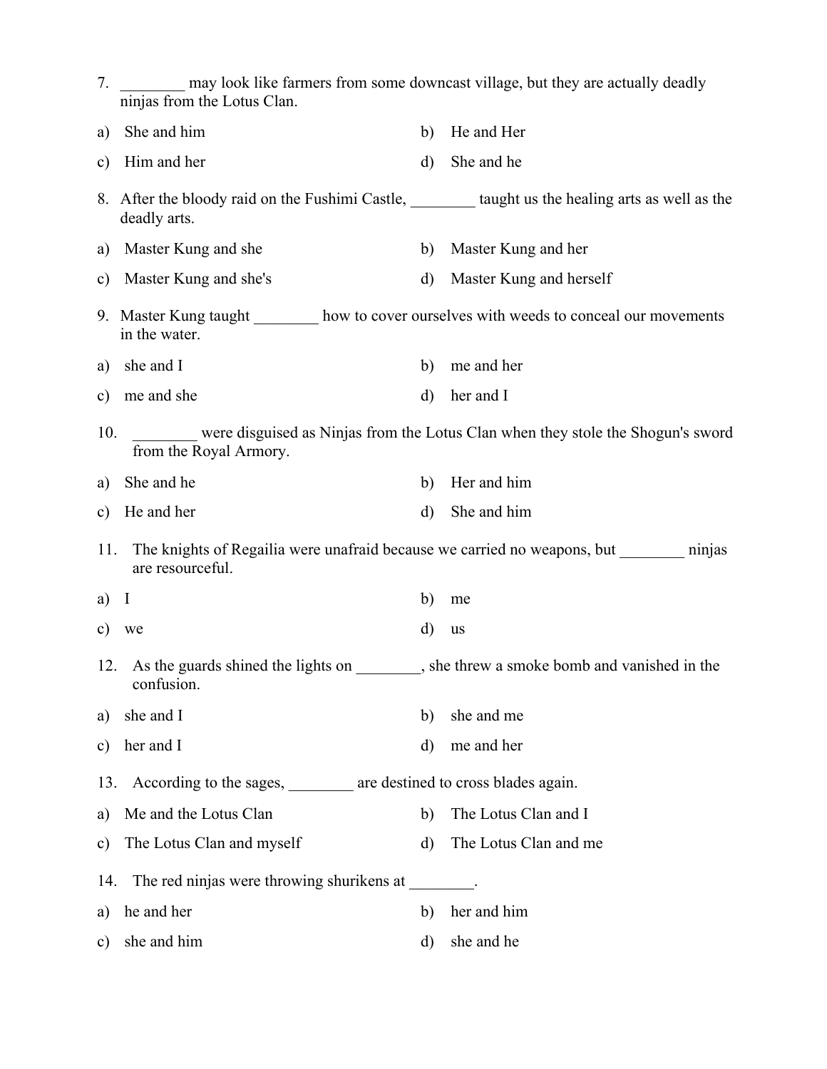7. ________ may look like farmers from some downcast village, but they are actually deadly ninjas from the Lotus Clan.

a) She and him
b) He and Her
c) Him and her
d) She and he

8. After the bloody raid on the Fushimi Castle, ________ taught us the healing arts as well as the deadly arts.

a) Master Kung and she
b) Master Kung and her
c) Master Kung and she's
d) Master Kung and herself

9. Master Kung taught ________ how to cover ourselves with weeds to conceal our movements in the water.

a) she and I
b) me and her
c) me and she
d) her and I

10. ________ were disguised as Ninjas from the Lotus Clan when they stole the Shogun's sword from the Royal Armory.

a) She and he
b) Her and him
c) He and her
d) She and him

11. The knights of Regailia were unafraid because we carried no weapons, but ________ ninjas are resourceful.

a) I
b) me
c) we
d) us

12. As the guards shined the lights on ________, she threw a smoke bomb and vanished in the confusion.

a) she and I
b) she and me
c) her and I
d) me and her

13. According to the sages, ________ are destined to cross blades again.

a) Me and the Lotus Clan
b) The Lotus Clan and I
c) The Lotus Clan and myself
d) The Lotus Clan and me

14. The red ninjas were throwing shurikens at ________.

a) he and her
b) her and him
c) she and him
d) she and he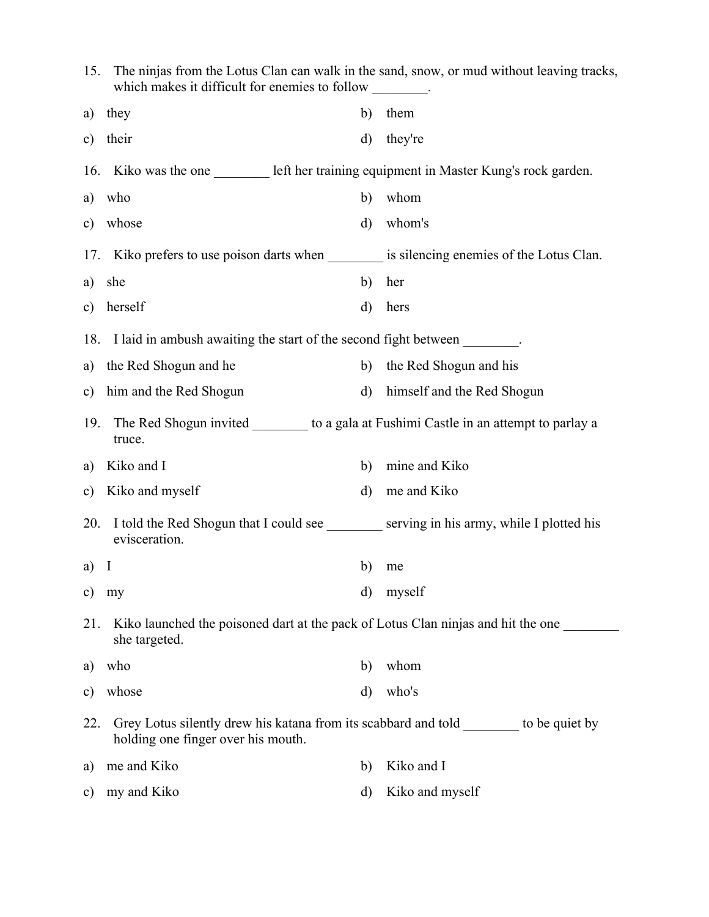15. The ninjas from the Lotus Clan can walk in the sand, snow, or mud without leaving tracks, which makes it difficult for enemies to follow ________.

a) they
b) them
c) their
d) they're

16. Kiko was the one ________ left her training equipment in Master Kung's rock garden.

a) who
b) whom
c) whose
d) whom's

17. Kiko prefers to use poison darts when ________ is silencing enemies of the Lotus Clan.

a) she
b) her
c) herself
d) hers

18. I laid in ambush awaiting the start of the second fight between ________.

a) the Red Shogun and he
b) the Red Shogun and his
c) him and the Red Shogun
d) himself and the Red Shogun

19. The Red Shogun invited ________ to a gala at Fushimi Castle in an attempt to parlay a truce.

a) Kiko and I
b) mine and Kiko
c) Kiko and myself
d) me and Kiko

20. I told the Red Shogun that I could see ________ serving in his army, while I plotted his evisceration.

a) I
b) me
c) my
d) myself

21. Kiko launched the poisoned dart at the pack of Lotus Clan ninjas and hit the one ________ she targeted.

a) who
b) whom
c) whose
d) who's

22. Grey Lotus silently drew his katana from its scabbard and told ________ to be quiet by holding one finger over his mouth.

a) me and Kiko
b) Kiko and I
c) my and Kiko
d) Kiko and myself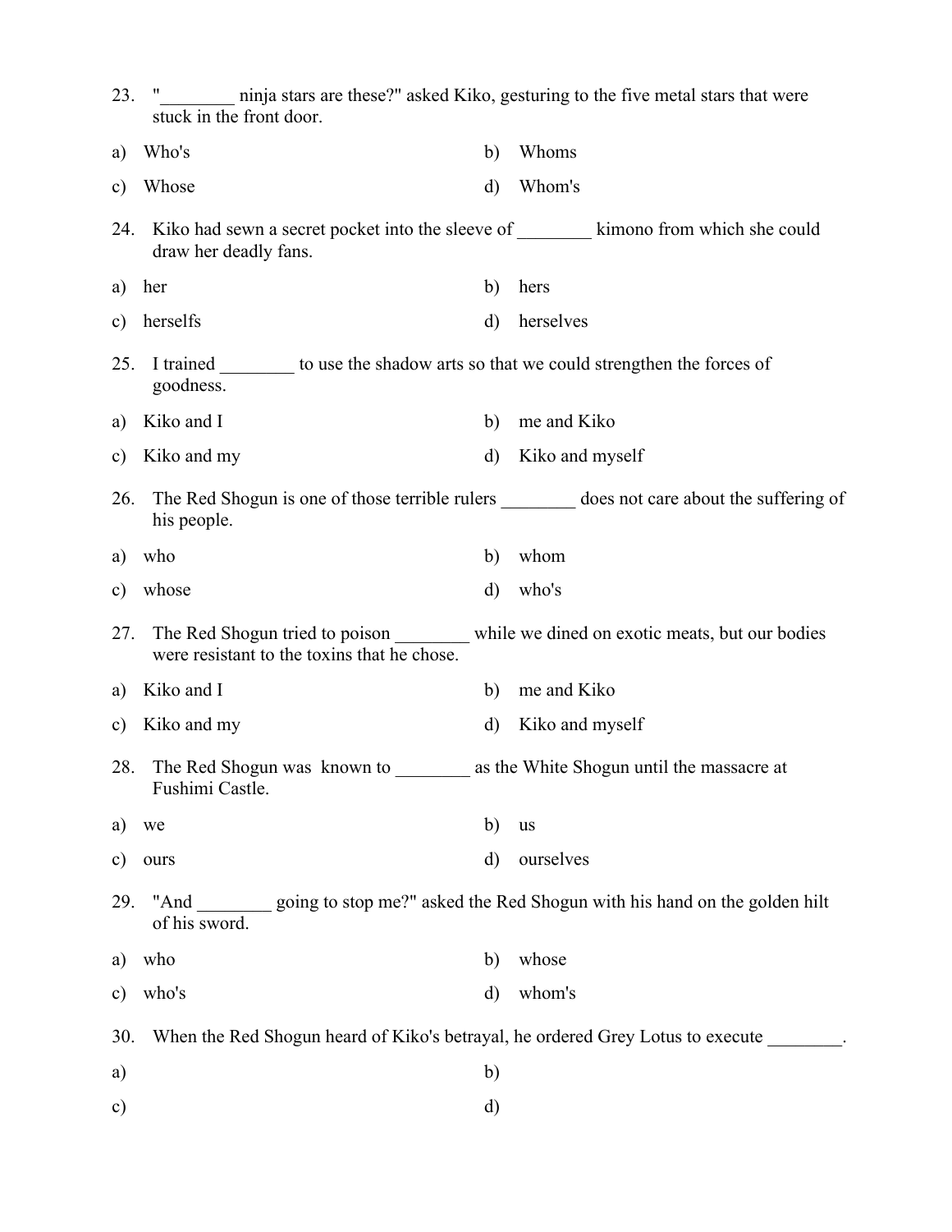23. "________ ninja stars are these?" asked Kiko, gesturing to the five metal stars that were stuck in the front door.

a) Who's
b) Whoms
c) Whose
d) Whom's

24. Kiko had sewn a secret pocket into the sleeve of ________ kimono from which she could draw her deadly fans.

a) her
b) hers
c) herselfs
d) herselves

25. I trained ________ to use the shadow arts so that we could strengthen the forces of goodness.

a) Kiko and I
b) me and Kiko
c) Kiko and my
d) Kiko and myself

26. The Red Shogun is one of those terrible rulers ________ does not care about the suffering of his people.

a) who
b) whom
c) whose
d) who's

27. The Red Shogun tried to poison ________ while we dined on exotic meats, but our bodies were resistant to the toxins that he chose.

a) Kiko and I
b) me and Kiko
c) Kiko and my
d) Kiko and myself

28. The Red Shogun was known to ________ as the White Shogun until the massacre at Fushimi Castle.

a) we
b) us
c) ours
d) ourselves

29. "And ________ going to stop me?" asked the Red Shogun with his hand on the golden hilt of his sword.

a) who
b) whose
c) who's
d) whom's

30. When the Red Shogun heard of Kiko's betrayal, he ordered Grey Lotus to execute ________.

a)
b)
c)
d)